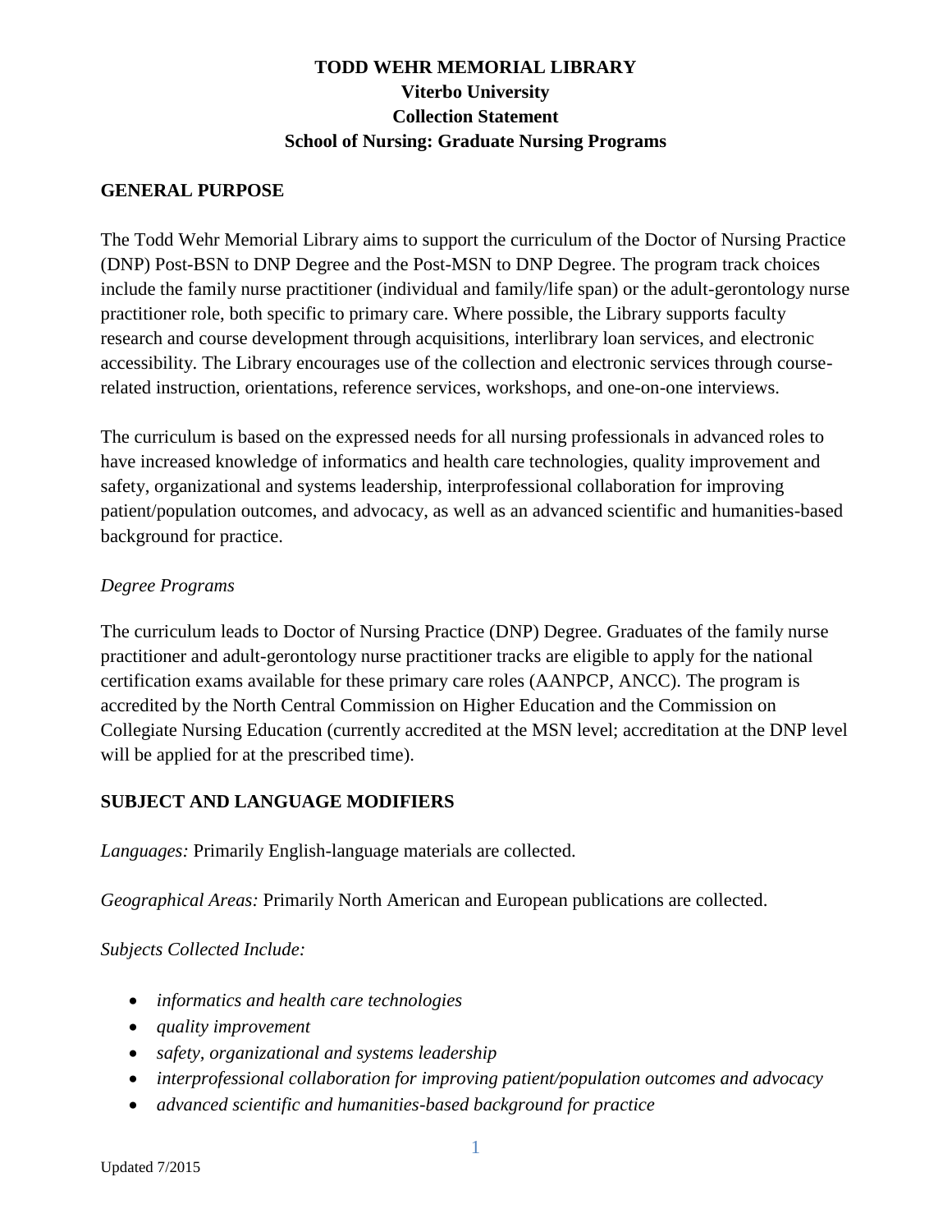# TODD WEHR MEMORIAL LIBRARY
## Viterbo University
## Collection Statement
## School of Nursing: Graduate Nursing Programs

### GENERAL PURPOSE

The Todd Wehr Memorial Library aims to support the curriculum of the Doctor of Nursing Practice (DNP) Post-BSN to DNP Degree and the Post-MSN to DNP Degree. The program track choices include the family nurse practitioner (individual and family/life span) or the adult-gerontology nurse practitioner role, both specific to primary care. Where possible, the Library supports faculty research and course development through acquisitions, interlibrary loan services, and electronic accessibility. The Library encourages use of the collection and electronic services through course-related instruction, orientations, reference services, workshops, and one-on-one interviews.

The curriculum is based on the expressed needs for all nursing professionals in advanced roles to have increased knowledge of informatics and health care technologies, quality improvement and safety, organizational and systems leadership, interprofessional collaboration for improving patient/population outcomes, and advocacy, as well as an advanced scientific and humanities-based background for practice.

*Degree Programs*

The curriculum leads to Doctor of Nursing Practice (DNP) Degree. Graduates of the family nurse practitioner and adult-gerontology nurse practitioner tracks are eligible to apply for the national certification exams available for these primary care roles (AANPCP, ANCC). The program is accredited by the North Central Commission on Higher Education and the Commission on Collegiate Nursing Education (currently accredited at the MSN level; accreditation at the DNP level will be applied for at the prescribed time).

### SUBJECT AND LANGUAGE MODIFIERS

*Languages:* Primarily English-language materials are collected.

*Geographical Areas:* Primarily North American and European publications are collected.

*Subjects Collected Include:*

- *informatics and health care technologies*
- *quality improvement*
- *safety, organizational and systems leadership*
- *interprofessional collaboration for improving patient/population outcomes and advocacy*
- *advanced scientific and humanities-based background for practice*

Updated 7/2015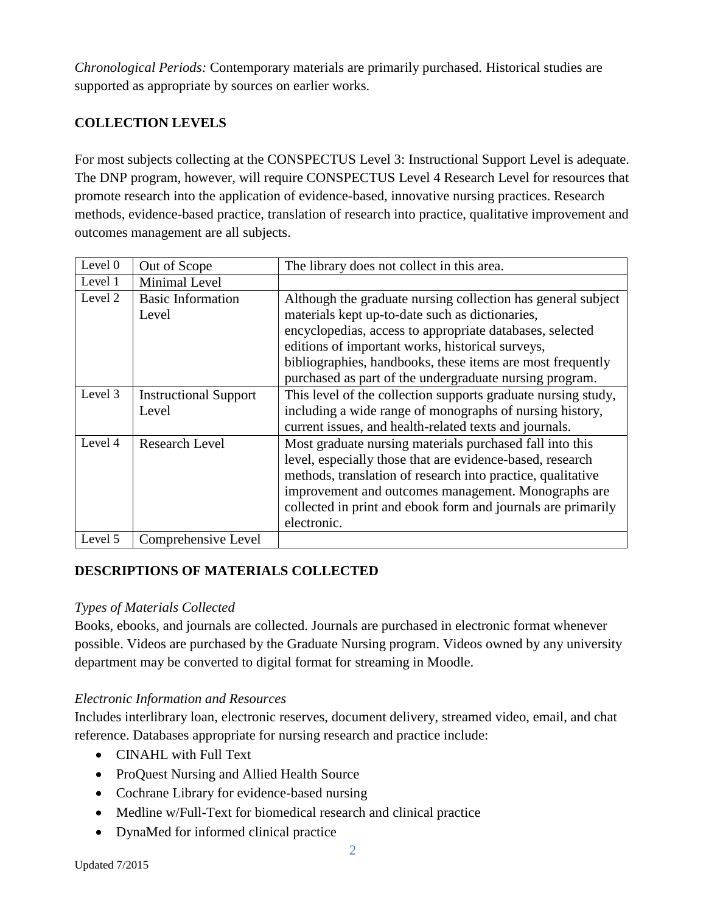*Chronological Periods:* Contemporary materials are primarily purchased. Historical studies are supported as appropriate by sources on earlier works.

## COLLECTION LEVELS

For most subjects collecting at the CONSPECTUS Level 3: Instructional Support Level is adequate. The DNP program, however, will require CONSPECTUS Level 4 Research Level for resources that promote research into the application of evidence-based, innovative nursing practices. Research methods, evidence-based practice, translation of research into practice, qualitative improvement and outcomes management are all subjects.

| Level | Name | Description |
|---|---|---|
| Level 0 | Out of Scope | The library does not collect in this area. |
| Level 1 | Minimal Level | |
| Level 2 | Basic Information Level | Although the graduate nursing collection has general subject materials kept up-to-date such as dictionaries, encyclopedias, access to appropriate databases, selected editions of important works, historical surveys, bibliographies, handbooks, these items are most frequently purchased as part of the undergraduate nursing program. |
| Level 3 | Instructional Support Level | This level of the collection supports graduate nursing study, including a wide range of monographs of nursing history, current issues, and health-related texts and journals. |
| Level 4 | Research Level | Most graduate nursing materials purchased fall into this level, especially those that are evidence-based, research methods, translation of research into practice, qualitative improvement and outcomes management. Monographs are collected in print and ebook form and journals are primarily electronic. |
| Level 5 | Comprehensive Level | |

## DESCRIPTIONS OF MATERIALS COLLECTED

*Types of Materials Collected*
Books, ebooks, and journals are collected. Journals are purchased in electronic format whenever possible. Videos are purchased by the Graduate Nursing program. Videos owned by any university department may be converted to digital format for streaming in Moodle.

*Electronic Information and Resources*
Includes interlibrary loan, electronic reserves, document delivery, streamed video, email, and chat reference. Databases appropriate for nursing research and practice include:

- CINAHL with Full Text
- ProQuest Nursing and Allied Health Source
- Cochrane Library for evidence-based nursing
- Medline w/Full-Text for biomedical research and clinical practice
- DynaMed for informed clinical practice

Updated 7/2015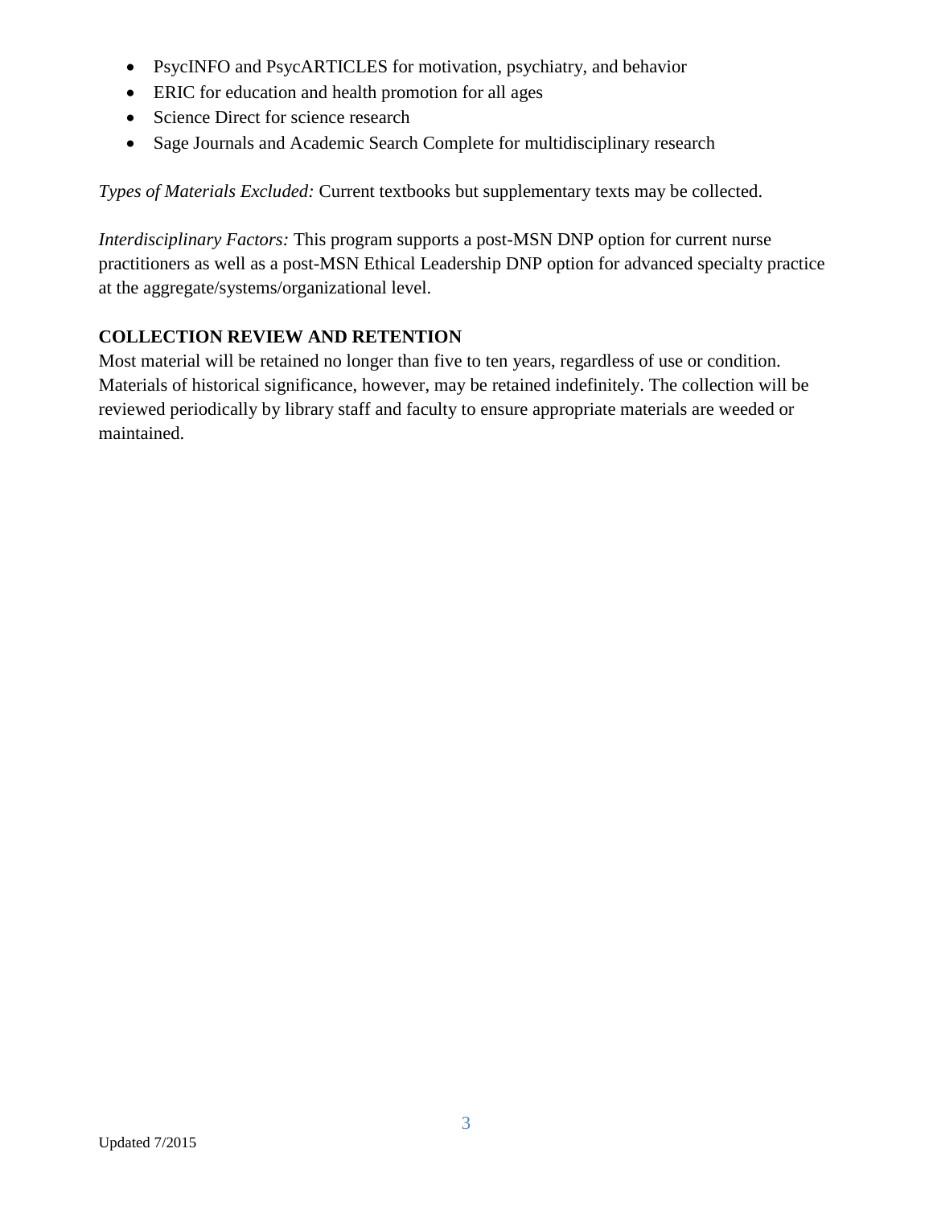- PsycINFO and PsycARTICLES for motivation, psychiatry, and behavior
- ERIC for education and health promotion for all ages
- Science Direct for science research
- Sage Journals and Academic Search Complete for multidisciplinary research

*Types of Materials Excluded:* Current textbooks but supplementary texts may be collected.

*Interdisciplinary Factors:* This program supports a post-MSN DNP option for current nurse practitioners as well as a post-MSN Ethical Leadership DNP option for advanced specialty practice at the aggregate/systems/organizational level.

**COLLECTION REVIEW AND RETENTION**

Most material will be retained no longer than five to ten years, regardless of use or condition. Materials of historical significance, however, may be retained indefinitely. The collection will be reviewed periodically by library staff and faculty to ensure appropriate materials are weeded or maintained.

Updated 7/2015